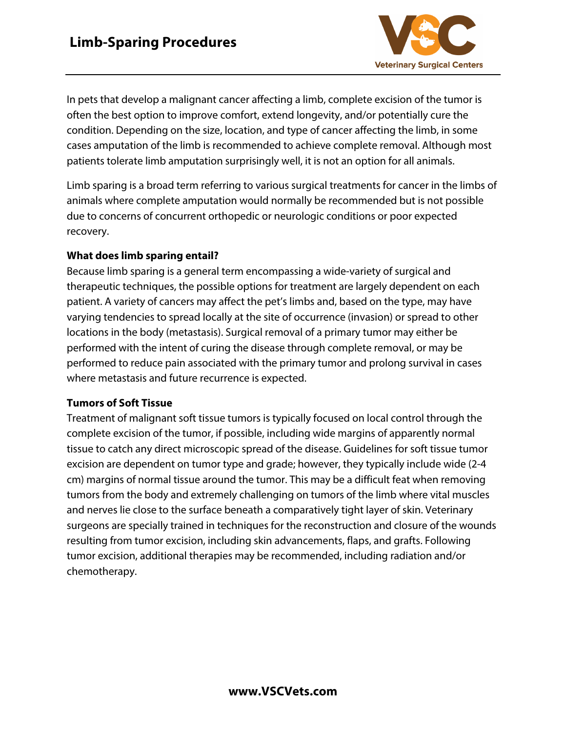# Limb-Sparing Procedures

In pets that develop a malignant cancer affecting a limb, complete excision of the tumor is often the best option to improve comfort, extend longevity, and/or potentially cure the condition. Depending on the size, location, and type of cancer affecting the limb, in some cases amputation of the limb is recommended to achieve complete removal. Although most patients tolerate limb amputation surprisingly well, it is not an option for all animals.

Limb sparing is a broad term referring to various surgical treatments for cancer in the limbs of animals where complete amputation would normally be recommended but is not possible due to concerns of concurrent orthopedic or neurologic conditions or poor expected recovery.

**What does limb sparing entail?**

Because limb sparing is a general term encompassing a wide-variety of surgical and therapeutic techniques, the possible options for treatment are largely dependent on each patient. A variety of cancers may affect the pet's limbs and, based on the type, may have varying tendencies to spread locally at the site of occurrence (invasion) or spread to other locations in the body (metastasis). Surgical removal of a primary tumor may either be performed with the intent of curing the disease through complete removal, or may be performed to reduce pain associated with the primary tumor and prolong survival in cases where metastasis and future recurrence is expected.

**Tumors of Soft Tissue**

Treatment of malignant soft tissue tumors is typically focused on local control through the complete excision of the tumor, if possible, including wide margins of apparently normal tissue to catch any direct microscopic spread of the disease. Guidelines for soft tissue tumor excision are dependent on tumor type and grade; however, they typically include wide (2-4 cm) margins of normal tissue around the tumor. This may be a difficult feat when removing tumors from the body and extremely challenging on tumors of the limb where vital muscles and nerves lie close to the surface beneath a comparatively tight layer of skin. Veterinary surgeons are specially trained in techniques for the reconstruction and closure of the wounds resulting from tumor excision, including skin advancements, flaps, and grafts. Following tumor excision, additional therapies may be recommended, including radiation and/or chemotherapy.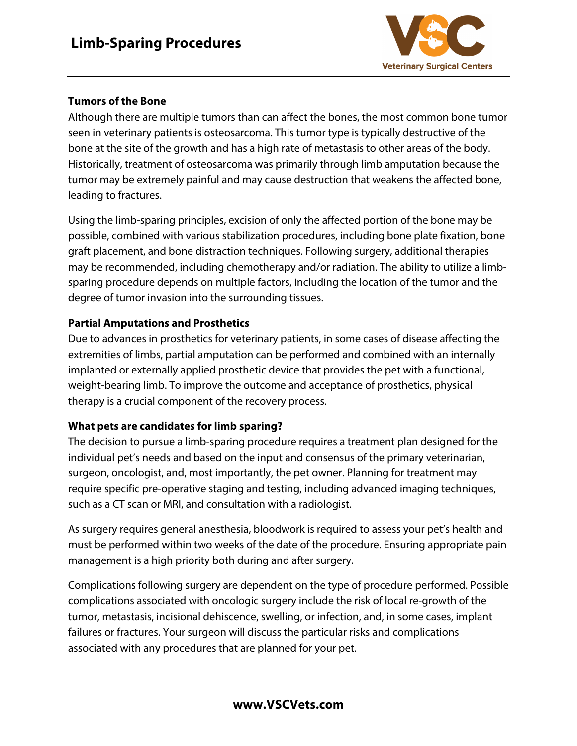# Limb-Sparing Procedures

### Tumors of the Bone

Although there are multiple tumors than can affect the bones, the most common bone tumor seen in veterinary patients is osteosarcoma. This tumor type is typically destructive of the bone at the site of the growth and has a high rate of metastasis to other areas of the body. Historically, treatment of osteosarcoma was primarily through limb amputation because the tumor may be extremely painful and may cause destruction that weakens the affected bone, leading to fractures.

Using the limb-sparing principles, excision of only the affected portion of the bone may be possible, combined with various stabilization procedures, including bone plate fixation, bone graft placement, and bone distraction techniques. Following surgery, additional therapies may be recommended, including chemotherapy and/or radiation. The ability to utilize a limb-sparing procedure depends on multiple factors, including the location of the tumor and the degree of tumor invasion into the surrounding tissues.

### Partial Amputations and Prosthetics

Due to advances in prosthetics for veterinary patients, in some cases of disease affecting the extremities of limbs, partial amputation can be performed and combined with an internally implanted or externally applied prosthetic device that provides the pet with a functional, weight-bearing limb. To improve the outcome and acceptance of prosthetics, physical therapy is a crucial component of the recovery process.

### What pets are candidates for limb sparing?

The decision to pursue a limb-sparing procedure requires a treatment plan designed for the individual pet's needs and based on the input and consensus of the primary veterinarian, surgeon, oncologist, and, most importantly, the pet owner. Planning for treatment may require specific pre-operative staging and testing, including advanced imaging techniques, such as a CT scan or MRI, and consultation with a radiologist.

As surgery requires general anesthesia, bloodwork is required to assess your pet's health and must be performed within two weeks of the date of the procedure. Ensuring appropriate pain management is a high priority both during and after surgery.

Complications following surgery are dependent on the type of procedure performed. Possible complications associated with oncologic surgery include the risk of local re-growth of the tumor, metastasis, incisional dehiscence, swelling, or infection, and, in some cases, implant failures or fractures. Your surgeon will discuss the particular risks and complications associated with any procedures that are planned for your pet.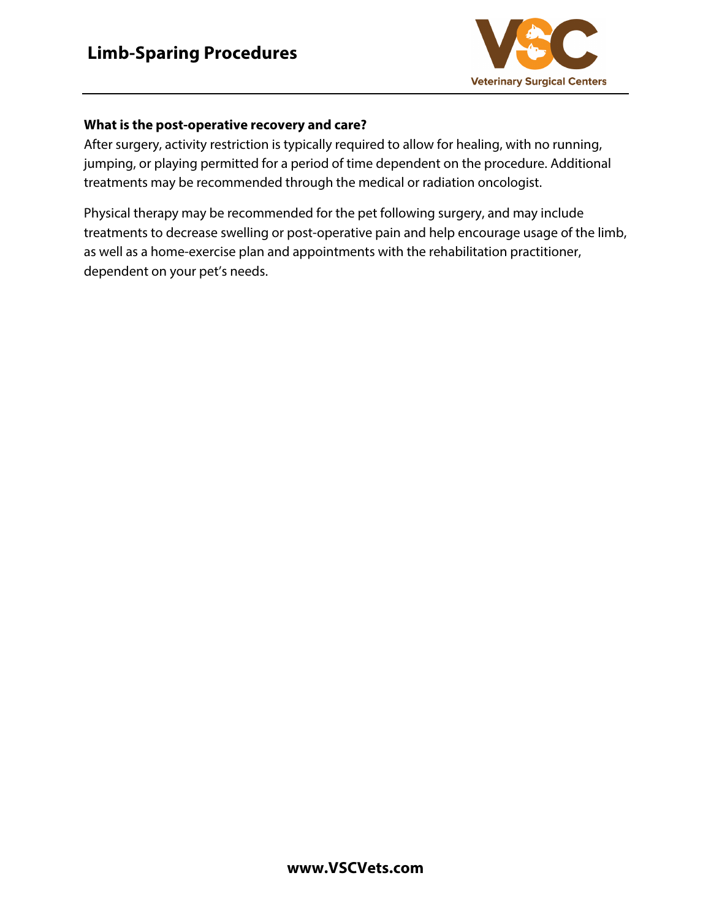**What is the post-operative recovery and care?**

After surgery, activity restriction is typically required to allow for healing, with no running, jumping, or playing permitted for a period of time dependent on the procedure. Additional treatments may be recommended through the medical or radiation oncologist.

Physical therapy may be recommended for the pet following surgery, and may include treatments to decrease swelling or post-operative pain and help encourage usage of the limb, as well as a home-exercise plan and appointments with the rehabilitation practitioner, dependent on your pet's needs.